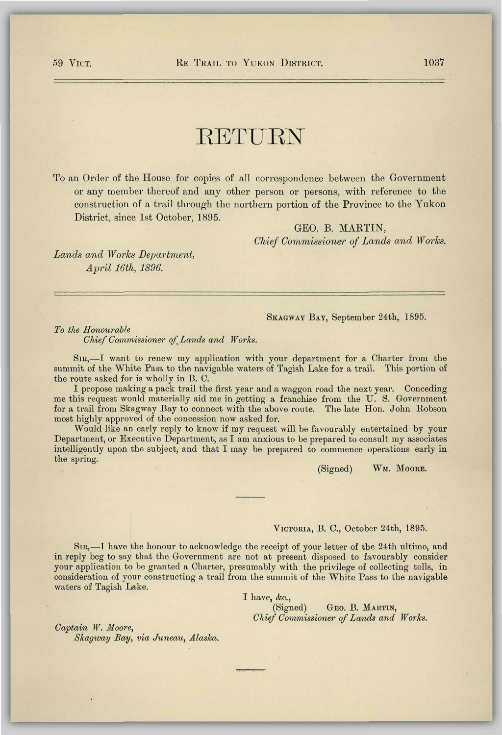# RETURN

To an Order of the House for copies of all correspondence between the Government or any member thereof and any other person or persons, with reference to the construction of a trail through the northern portion of the Province to the Yukon District, since 1st October, 1895.

GEO. B. MARTIN,
*Chief Commissioner of Lands and Works.*

*Lands and Works Department,*
*April 16th, 1896.*

---

SKAGWAY BAY, September 24th, 1895.

*To the Honourable*
*Chief Commissioner of Lands and Works.*

SIR,—I want to renew my application with your department for a Charter from the summit of the White Pass to the navigable waters of Tagish Lake for a trail. This portion of the route asked for is wholly in B. C.

I propose making a pack trail the first year and a waggon road the next year. Conceding me this request would materially aid me in getting a franchise from the U. S. Government for a trail from Skagway Bay to connect with the above route. The late Hon. John Robson most highly approved of the concession now asked for.

Would like an early reply to know if my request will be favourably entertained by your Department, or Executive Department, as I am anxious to be prepared to consult my associates intelligently upon the subject, and that I may be prepared to commence operations early in the spring.

(Signed) WM. MOORE.

---

VICTORIA, B. C., October 24th, 1895.

SIR,—I have the honour to acknowledge the receipt of your letter of the 24th ultimo, and in reply beg to say that the Government are not at present disposed to favourably consider your application to be granted a Charter, presumably with the privilege of collecting tolls, in consideration of your constructing a trail from the summit of the White Pass to the navigable waters of Tagish Lake.

I have, &c.,
(Signed) GEO. B. MARTIN,
*Chief Commissioner of Lands and Works.*

*Captain W. Moore,*
*Skagway Bay, via Juneau, Alaska.*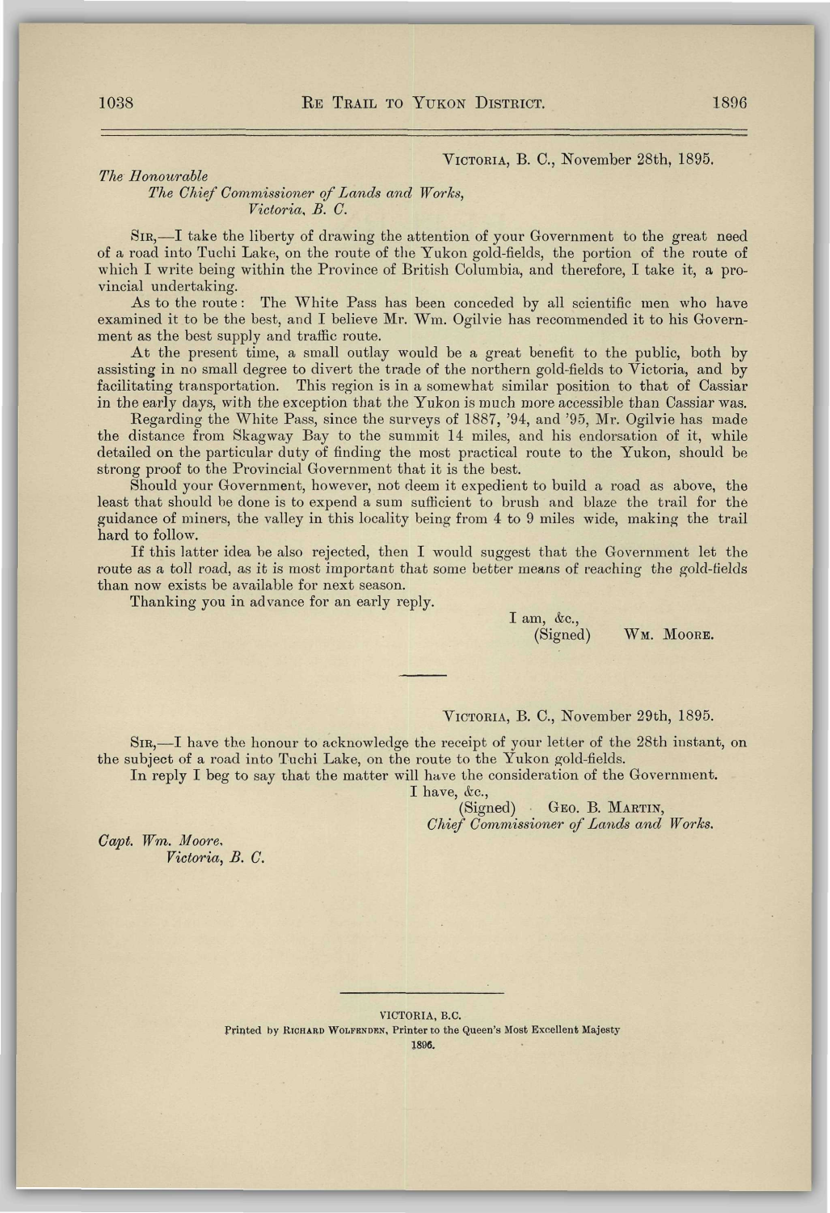Victoria, B. C., November 28th, 1895.

*The Honourable*
*The Chief Commissioner of Lands and Works,*
*Victoria, B. C.*

Sir,—I take the liberty of drawing the attention of your Government to the great need of a road into Tuchi Lake, on the route of the Yukon gold-fields, the portion of the route of which I write being within the Province of British Columbia, and therefore, I take it, a provincial undertaking.

As to the route: The White Pass has been conceded by all scientific men who have examined it to be the best, and I believe Mr. Wm. Ogilvie has recommended it to his Government as the best supply and traffic route.

At the present time, a small outlay would be a great benefit to the public, both by assisting in no small degree to divert the trade of the northern gold-fields to Victoria, and by facilitating transportation. This region is in a somewhat similar position to that of Cassiar in the early days, with the exception that the Yukon is much more accessible than Cassiar was.

Regarding the White Pass, since the surveys of 1887, '94, and '95, Mr. Ogilvie has made the distance from Skagway Bay to the summit 14 miles, and his endorsation of it, while detailed on the particular duty of finding the most practical route to the Yukon, should be strong proof to the Provincial Government that it is the best.

Should your Government, however, not deem it expedient to build a road as above, the least that should be done is to expend a sum sufficient to brush and blaze the trail for the guidance of miners, the valley in this locality being from 4 to 9 miles wide, making the trail hard to follow.

If this latter idea be also rejected, then I would suggest that the Government let the route as a toll road, as it is most important that some better means of reaching the gold-fields than now exists be available for next season.

Thanking you in advance for an early reply.

I am, &c.,
(Signed) Wm. Moore.

---

Victoria, B. C., November 29th, 1895.

Sir,—I have the honour to acknowledge the receipt of your letter of the 28th instant, on the subject of a road into Tuchi Lake, on the route to the Yukon gold-fields.

In reply I beg to say that the matter will have the consideration of the Government.

I have, &c.,
(Signed) Geo. B. Martin,
*Chief Commissioner of Lands and Works.*

*Capt. Wm. Moore,*
*Victoria, B. C.*

---

VICTORIA, B.C.
Printed by Richard Wolfenden, Printer to the Queen's Most Excellent Majesty
1896.